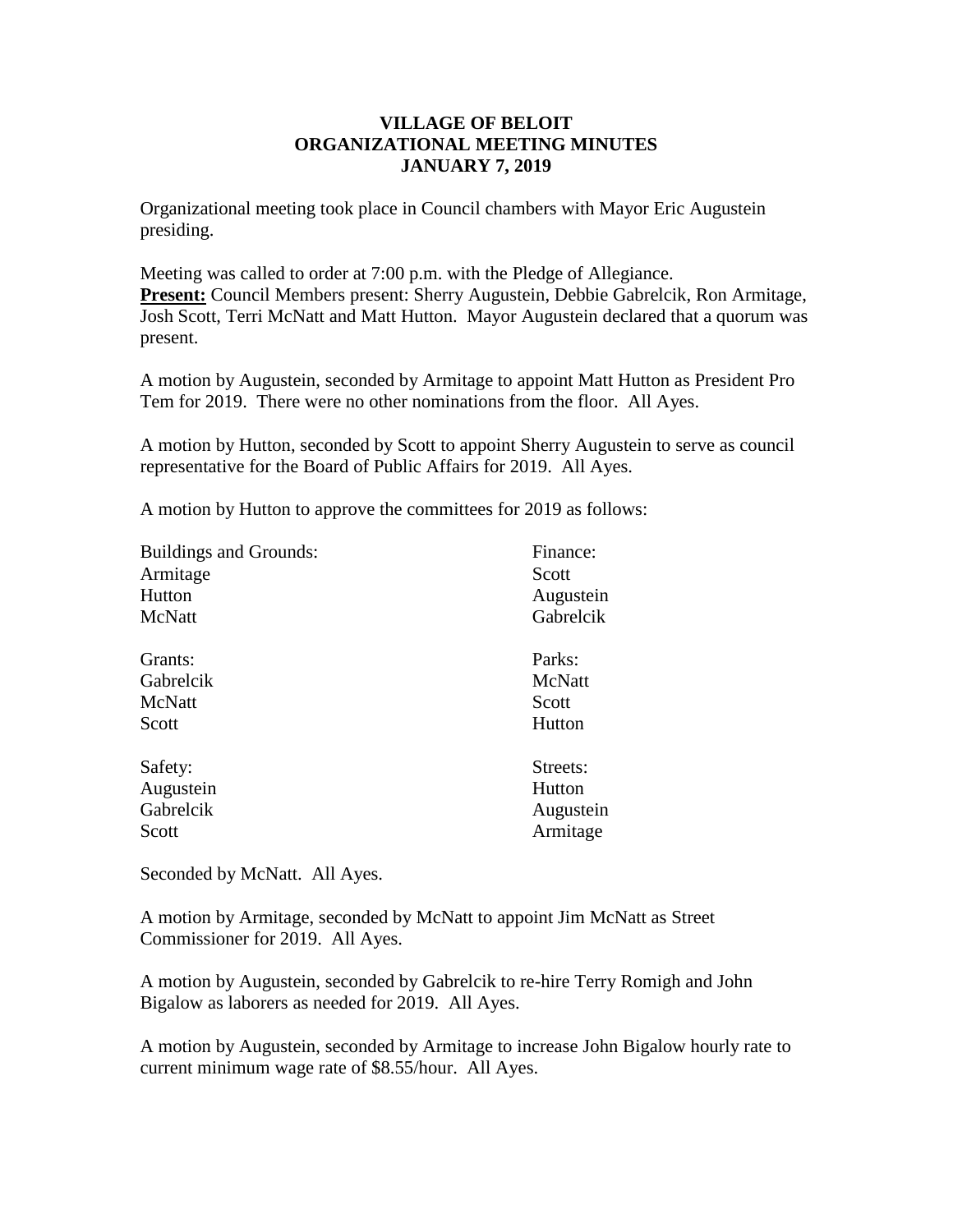# VILLAGE OF BELOIT
# ORGANIZATIONAL MEETING MINUTES
# JANUARY 7, 2019

Organizational meeting took place in Council chambers with Mayor Eric Augustein presiding.

Meeting was called to order at 7:00 p.m. with the Pledge of Allegiance.
**Present:** Council Members present: Sherry Augustein, Debbie Gabrelcik, Ron Armitage, Josh Scott, Terri McNatt and Matt Hutton. Mayor Augustein declared that a quorum was present.

A motion by Augustein, seconded by Armitage to appoint Matt Hutton as President Pro Tem for 2019. There were no other nominations from the floor. All Ayes.

A motion by Hutton, seconded by Scott to appoint Sherry Augustein to serve as council representative for the Board of Public Affairs for 2019. All Ayes.

A motion by Hutton to approve the committees for 2019 as follows:

Buildings and Grounds:
Armitage
Hutton
McNatt

Finance:
Scott
Augustein
Gabrelcik

Grants:
Gabrelcik
McNatt
Scott

Parks:
McNatt
Scott
Hutton

Safety:
Augustein
Gabrelcik
Scott

Streets:
Hutton
Augustein
Armitage

Seconded by McNatt. All Ayes.

A motion by Armitage, seconded by McNatt to appoint Jim McNatt as Street Commissioner for 2019. All Ayes.

A motion by Augustein, seconded by Gabrelcik to re-hire Terry Romigh and John Bigalow as laborers as needed for 2019. All Ayes.

A motion by Augustein, seconded by Armitage to increase John Bigalow hourly rate to current minimum wage rate of $8.55/hour. All Ayes.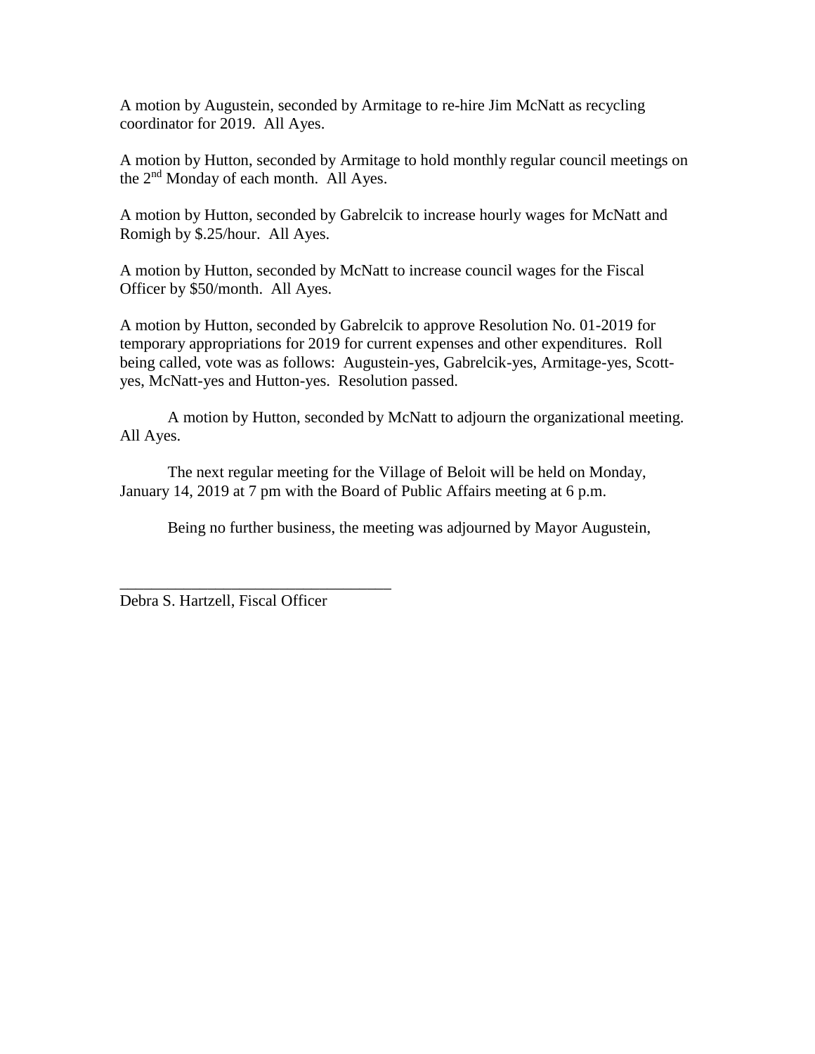A motion by Augustein, seconded by Armitage to re-hire Jim McNatt as recycling coordinator for 2019. All Ayes.

A motion by Hutton, seconded by Armitage to hold monthly regular council meetings on the 2nd Monday of each month. All Ayes.

A motion by Hutton, seconded by Gabrelcik to increase hourly wages for McNatt and Romigh by $.25/hour. All Ayes.

A motion by Hutton, seconded by McNatt to increase council wages for the Fiscal Officer by $50/month. All Ayes.

A motion by Hutton, seconded by Gabrelcik to approve Resolution No. 01-2019 for temporary appropriations for 2019 for current expenses and other expenditures. Roll being called, vote was as follows: Augustein-yes, Gabrelcik-yes, Armitage-yes, Scott-yes, McNatt-yes and Hutton-yes. Resolution passed.

A motion by Hutton, seconded by McNatt to adjourn the organizational meeting. All Ayes.

The next regular meeting for the Village of Beloit will be held on Monday, January 14, 2019 at 7 pm with the Board of Public Affairs meeting at 6 p.m.

Being no further business, the meeting was adjourned by Mayor Augustein,

___________________________________
Debra S. Hartzell, Fiscal Officer